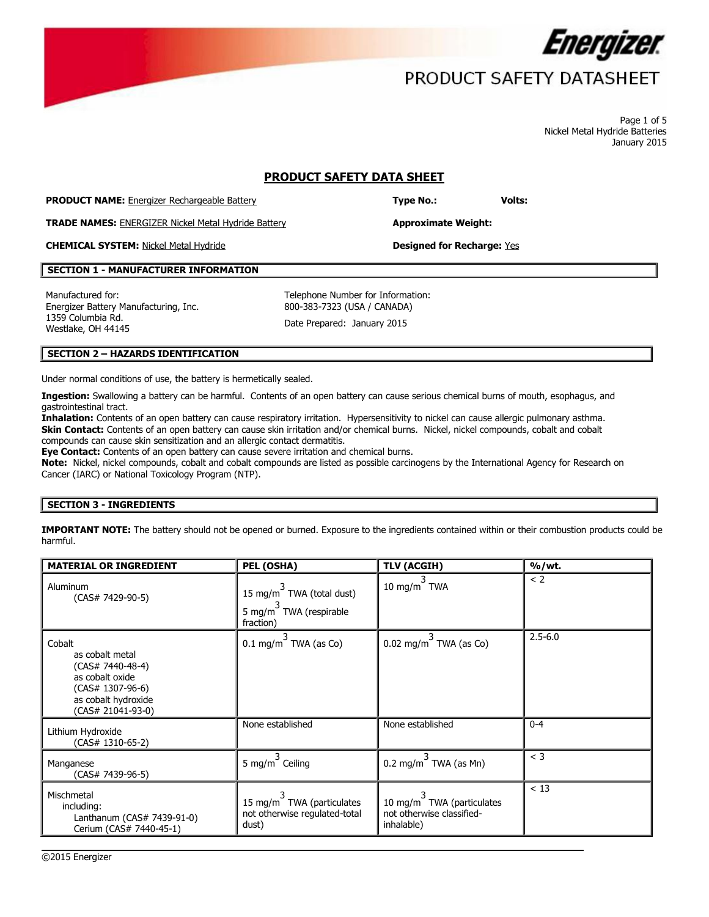# PRODUCT SAFETY DATASHEET

Page 1 of 5
Nickel Metal Hydride Batteries
January 2015

## PRODUCT SAFETY DATA SHEET

**PRODUCT NAME:** Energizer Rechargeable Battery

**Type No.:**

**Volts:**

**TRADE NAMES:** ENERGIZER Nickel Metal Hydride Battery

**Approximate Weight:**

**CHEMICAL SYSTEM:** Nickel Metal Hydride

**Designed for Recharge:** Yes

## SECTION 1 - MANUFACTURER INFORMATION

Manufactured for:
Energizer Battery Manufacturing, Inc.
1359 Columbia Rd.
Westlake, OH 44145

Telephone Number for Information:
800-383-7323 (USA / CANADA)

Date Prepared: January 2015

## SECTION 2 – HAZARDS IDENTIFICATION

Under normal conditions of use, the battery is hermetically sealed.

**Ingestion:** Swallowing a battery can be harmful. Contents of an open battery can cause serious chemical burns of mouth, esophagus, and gastrointestinal tract.
**Inhalation:** Contents of an open battery can cause respiratory irritation. Hypersensitivity to nickel can cause allergic pulmonary asthma.
**Skin Contact:** Contents of an open battery can cause skin irritation and/or chemical burns. Nickel, nickel compounds, cobalt and cobalt compounds can cause skin sensitization and an allergic contact dermatitis.
**Eye Contact:** Contents of an open battery can cause severe irritation and chemical burns.
**Note:** Nickel, nickel compounds, cobalt and cobalt compounds are listed as possible carcinogens by the International Agency for Research on Cancer (IARC) or National Toxicology Program (NTP).

## SECTION 3 - INGREDIENTS

**IMPORTANT NOTE:** The battery should not be opened or burned. Exposure to the ingredients contained within or their combustion products could be harmful.

| MATERIAL OR INGREDIENT | PEL (OSHA) | TLV (ACGIH) | %/wt. |
|---|---|---|---|
| Aluminum (CAS# 7429-90-5) | 15 $mg/m^3$ TWA (total dust)<br>5 $mg/m^3$ TWA (respirable fraction) | 10 $mg/m^3$ TWA | < 2 |
| Cobalt as cobalt metal (CAS# 7440-48-4) as cobalt oxide (CAS# 1307-96-6) as cobalt hydroxide (CAS# 21041-93-0) | 0.1 $mg/m^3$ TWA (as Co) | 0.02 $mg/m^3$ TWA (as Co) | 2.5-6.0 |
| Lithium Hydroxide (CAS# 1310-65-2) | None established | None established | 0-4 |
| Manganese (CAS# 7439-96-5) | 5 $mg/m^3$ Ceiling | 0.2 $mg/m^3$ TWA (as Mn) | < 3 |
| Mischmetal including: Lanthanum (CAS# 7439-91-0) Cerium (CAS# 7440-45-1) | 15 $mg/m^3$ TWA (particulates not otherwise regulated-total dust) | 10 $mg/m^3$ TWA (particulates not otherwise classified-inhalable) | < 13 |

©2015 Energizer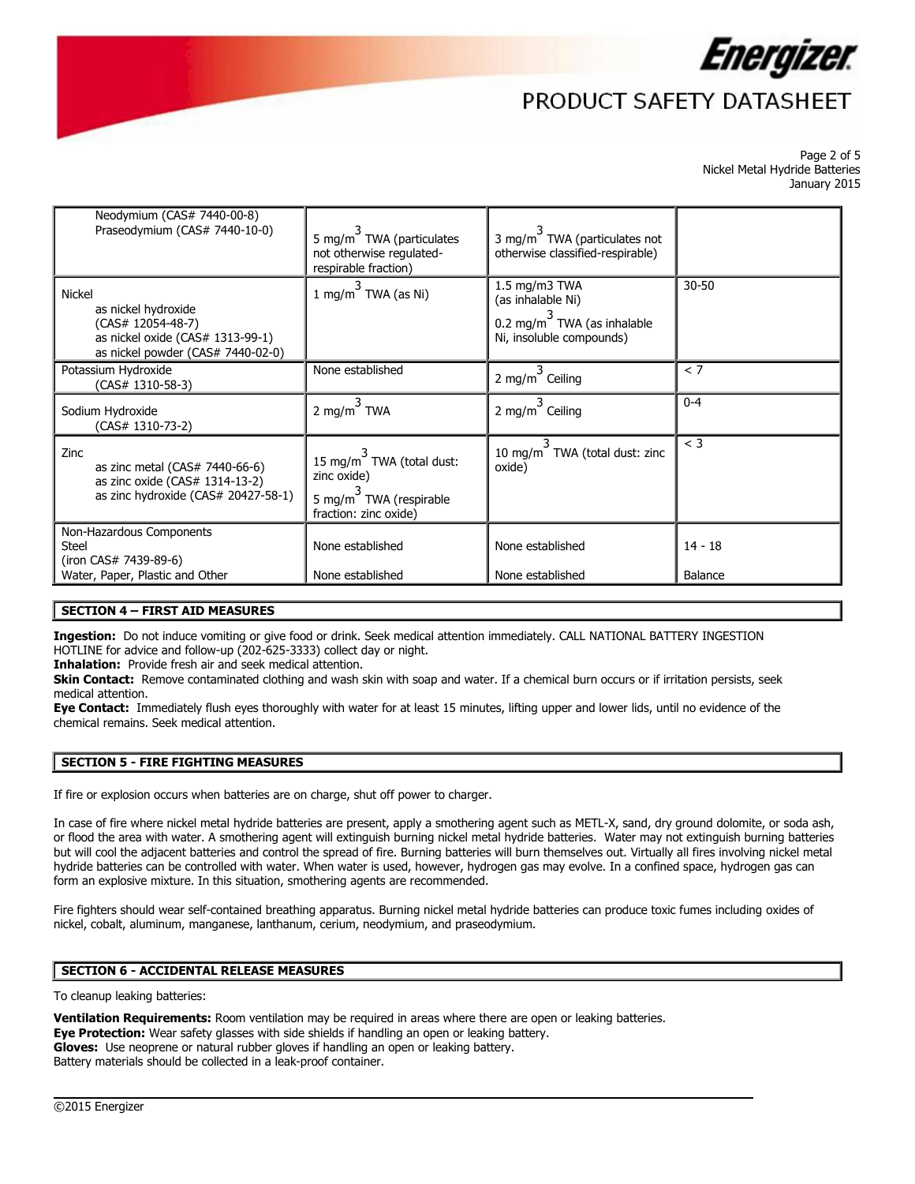| | | | |
|---|---|---|---|
| Neodymium (CAS# 7440-00-8)<br>Praseodymium (CAS# 7440-10-0) | 5 $mg/m^3$ TWA (particulates not otherwise regulated-respirable fraction) | 3 $mg/m^3$ TWA (particulates not otherwise classified-respirable) | |
| Nickel<br>as nickel hydroxide (CAS# 12054-48-7)<br>as nickel oxide (CAS# 1313-99-1)<br>as nickel powder (CAS# 7440-02-0) | 1 $mg/m^3$ TWA (as Ni) | 1.5 mg/m3 TWA (as inhalable Ni)<br>0.2 $mg/m^3$ TWA (as inhalable Ni, insoluble compounds) | 30-50 |
| Potassium Hydroxide (CAS# 1310-58-3) | None established | 2 $mg/m^3$ Ceiling | < 7 |
| Sodium Hydroxide (CAS# 1310-73-2) | 2 $mg/m^3$ TWA | 2 $mg/m^3$ Ceiling | 0-4 |
| Zinc<br>as zinc metal (CAS# 7440-66-6)<br>as zinc oxide (CAS# 1314-13-2)<br>as zinc hydroxide (CAS# 20427-58-1) | 15 $mg/m^3$ TWA (total dust: zinc oxide)<br>5 $mg/m^3$ TWA (respirable fraction: zinc oxide) | 10 $mg/m^3$ TWA (total dust: zinc oxide) | < 3 |
| Non-Hazardous Components<br>Steel (iron CAS# 7439-89-6)<br>Water, Paper, Plastic and Other | None established<br>None established | None established<br>None established | 14 - 18<br>Balance |

## SECTION 4 – FIRST AID MEASURES

**Ingestion:** Do not induce vomiting or give food or drink. Seek medical attention immediately. CALL NATIONAL BATTERY INGESTION HOTLINE for advice and follow-up (202-625-3333) collect day or night.
**Inhalation:** Provide fresh air and seek medical attention.
**Skin Contact:** Remove contaminated clothing and wash skin with soap and water. If a chemical burn occurs or if irritation persists, seek medical attention.
**Eye Contact:** Immediately flush eyes thoroughly with water for at least 15 minutes, lifting upper and lower lids, until no evidence of the chemical remains. Seek medical attention.

## SECTION 5 - FIRE FIGHTING MEASURES

If fire or explosion occurs when batteries are on charge, shut off power to charger.

In case of fire where nickel metal hydride batteries are present, apply a smothering agent such as METL-X, sand, dry ground dolomite, or soda ash, or flood the area with water. A smothering agent will extinguish burning nickel metal hydride batteries. Water may not extinguish burning batteries but will cool the adjacent batteries and control the spread of fire. Burning batteries will burn themselves out. Virtually all fires involving nickel metal hydride batteries can be controlled with water. When water is used, however, hydrogen gas may evolve. In a confined space, hydrogen gas can form an explosive mixture. In this situation, smothering agents are recommended.

Fire fighters should wear self-contained breathing apparatus. Burning nickel metal hydride batteries can produce toxic fumes including oxides of nickel, cobalt, aluminum, manganese, lanthanum, cerium, neodymium, and praseodymium.

## SECTION 6 - ACCIDENTAL RELEASE MEASURES

To cleanup leaking batteries:

**Ventilation Requirements:** Room ventilation may be required in areas where there are open or leaking batteries.
**Eye Protection:** Wear safety glasses with side shields if handling an open or leaking battery.
**Gloves:** Use neoprene or natural rubber gloves if handling an open or leaking battery.
Battery materials should be collected in a leak-proof container.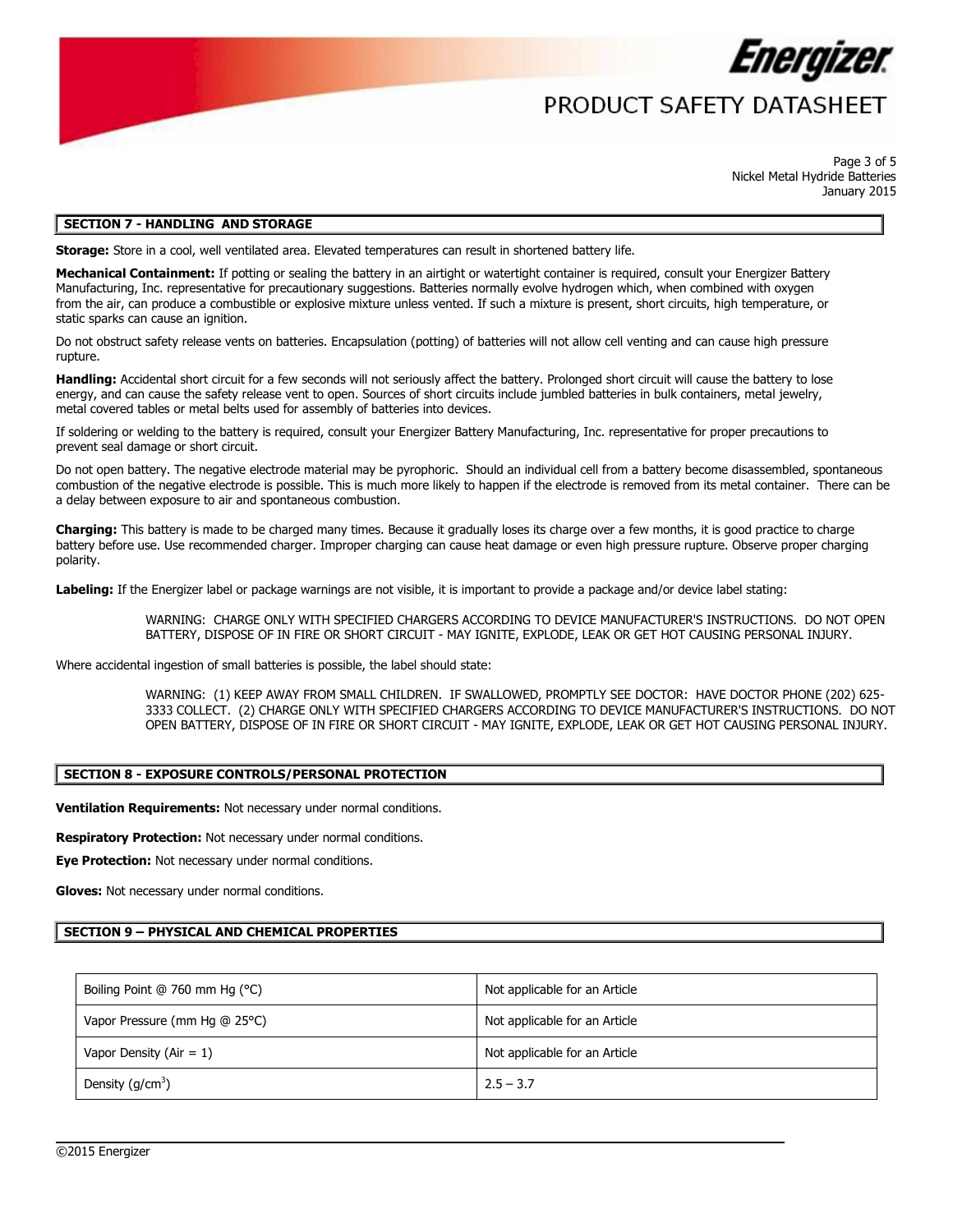## SECTION 7 - HANDLING AND STORAGE

**Storage:** Store in a cool, well ventilated area. Elevated temperatures can result in shortened battery life.

**Mechanical Containment:** If potting or sealing the battery in an airtight or watertight container is required, consult your Energizer Battery Manufacturing, Inc. representative for precautionary suggestions. Batteries normally evolve hydrogen which, when combined with oxygen from the air, can produce a combustible or explosive mixture unless vented. If such a mixture is present, short circuits, high temperature, or static sparks can cause an ignition.

Do not obstruct safety release vents on batteries. Encapsulation (potting) of batteries will not allow cell venting and can cause high pressure rupture.

**Handling:** Accidental short circuit for a few seconds will not seriously affect the battery. Prolonged short circuit will cause the battery to lose energy, and can cause the safety release vent to open. Sources of short circuits include jumbled batteries in bulk containers, metal jewelry, metal covered tables or metal belts used for assembly of batteries into devices.

If soldering or welding to the battery is required, consult your Energizer Battery Manufacturing, Inc. representative for proper precautions to prevent seal damage or short circuit.

Do not open battery. The negative electrode material may be pyrophoric. Should an individual cell from a battery become disassembled, spontaneous combustion of the negative electrode is possible. This is much more likely to happen if the electrode is removed from its metal container. There can be a delay between exposure to air and spontaneous combustion.

**Charging:** This battery is made to be charged many times. Because it gradually loses its charge over a few months, it is good practice to charge battery before use. Use recommended charger. Improper charging can cause heat damage or even high pressure rupture. Observe proper charging polarity.

**Labeling:** If the Energizer label or package warnings are not visible, it is important to provide a package and/or device label stating:

> WARNING: CHARGE ONLY WITH SPECIFIED CHARGERS ACCORDING TO DEVICE MANUFACTURER'S INSTRUCTIONS. DO NOT OPEN BATTERY, DISPOSE OF IN FIRE OR SHORT CIRCUIT - MAY IGNITE, EXPLODE, LEAK OR GET HOT CAUSING PERSONAL INJURY.

Where accidental ingestion of small batteries is possible, the label should state:

> WARNING: (1) KEEP AWAY FROM SMALL CHILDREN. IF SWALLOWED, PROMPTLY SEE DOCTOR: HAVE DOCTOR PHONE (202) 625-3333 COLLECT. (2) CHARGE ONLY WITH SPECIFIED CHARGERS ACCORDING TO DEVICE MANUFACTURER'S INSTRUCTIONS. DO NOT OPEN BATTERY, DISPOSE OF IN FIRE OR SHORT CIRCUIT - MAY IGNITE, EXPLODE, LEAK OR GET HOT CAUSING PERSONAL INJURY.

## SECTION 8 - EXPOSURE CONTROLS/PERSONAL PROTECTION

**Ventilation Requirements:** Not necessary under normal conditions.

**Respiratory Protection:** Not necessary under normal conditions.

**Eye Protection:** Not necessary under normal conditions.

**Gloves:** Not necessary under normal conditions.

## SECTION 9 – PHYSICAL AND CHEMICAL PROPERTIES

| Property | Value |
|---|---|
| Boiling Point @ 760 mm Hg (°C) | Not applicable for an Article |
| Vapor Pressure (mm Hg @ 25°C) | Not applicable for an Article |
| Vapor Density (Air = 1) | Not applicable for an Article |
| Density ($g/cm^3$) | 2.5 – 3.7 |

©2015 Energizer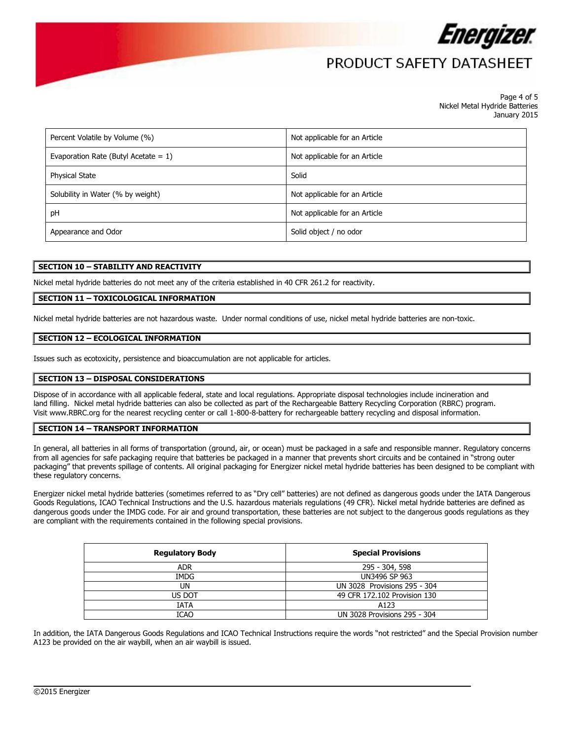| Percent Volatile by Volume (%) | Not applicable for an Article |
| --- | --- |
| Evaporation Rate (Butyl Acetate = 1) | Not applicable for an Article |
| Physical State | Solid |
| Solubility in Water (% by weight) | Not applicable for an Article |
| pH | Not applicable for an Article |
| Appearance and Odor | Solid object / no odor |

## SECTION 10 – STABILITY AND REACTIVITY

Nickel metal hydride batteries do not meet any of the criteria established in 40 CFR 261.2 for reactivity.

## SECTION 11 – TOXICOLOGICAL INFORMATION

Nickel metal hydride batteries are not hazardous waste. Under normal conditions of use, nickel metal hydride batteries are non-toxic.

## SECTION 12 – ECOLOGICAL INFORMATION

Issues such as ecotoxicity, persistence and bioaccumulation are not applicable for articles.

## SECTION 13 – DISPOSAL CONSIDERATIONS

Dispose of in accordance with all applicable federal, state and local regulations. Appropriate disposal technologies include incineration and land filling. Nickel metal hydride batteries can also be collected as part of the Rechargeable Battery Recycling Corporation (RBRC) program. Visit www.RBRC.org for the nearest recycling center or call 1-800-8-battery for rechargeable battery recycling and disposal information.

## SECTION 14 – TRANSPORT INFORMATION

In general, all batteries in all forms of transportation (ground, air, or ocean) must be packaged in a safe and responsible manner. Regulatory concerns from all agencies for safe packaging require that batteries be packaged in a manner that prevents short circuits and be contained in "strong outer packaging" that prevents spillage of contents. All original packaging for Energizer nickel metal hydride batteries has been designed to be compliant with these regulatory concerns.

Energizer nickel metal hydride batteries (sometimes referred to as "Dry cell" batteries) are not defined as dangerous goods under the IATA Dangerous Goods Regulations, ICAO Technical Instructions and the U.S. hazardous materials regulations (49 CFR). Nickel metal hydride batteries are defined as dangerous goods under the IMDG code. For air and ground transportation, these batteries are not subject to the dangerous goods regulations as they are compliant with the requirements contained in the following special provisions.

| Regulatory Body | Special Provisions |
| --- | --- |
| ADR | 295 - 304, 598 |
| IMDG | UN3496 SP 963 |
| UN | UN 3028 Provisions 295 - 304 |
| US DOT | 49 CFR 172.102 Provision 130 |
| IATA | A123 |
| ICAO | UN 3028 Provisions 295 - 304 |

In addition, the IATA Dangerous Goods Regulations and ICAO Technical Instructions require the words "not restricted" and the Special Provision number A123 be provided on the air waybill, when an air waybill is issued.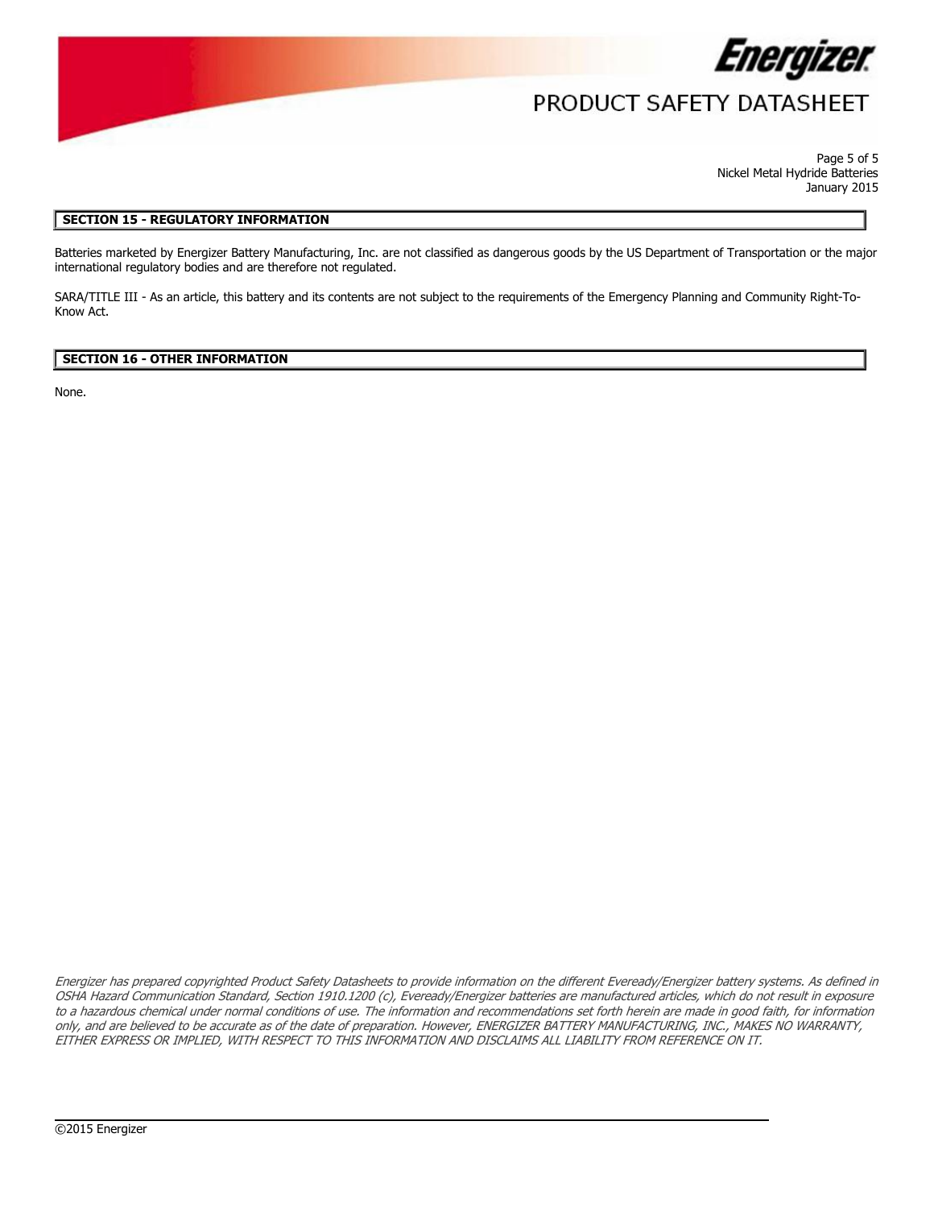## SECTION 15 - REGULATORY INFORMATION

Batteries marketed by Energizer Battery Manufacturing, Inc. are not classified as dangerous goods by the US Department of Transportation or the major international regulatory bodies and are therefore not regulated.

SARA/TITLE III - As an article, this battery and its contents are not subject to the requirements of the Emergency Planning and Community Right-To-Know Act.

## SECTION 16 - OTHER INFORMATION

None.

*Energizer has prepared copyrighted Product Safety Datasheets to provide information on the different Eveready/Energizer battery systems. As defined in OSHA Hazard Communication Standard, Section 1910.1200 (c), Eveready/Energizer batteries are manufactured articles, which do not result in exposure to a hazardous chemical under normal conditions of use. The information and recommendations set forth herein are made in good faith, for information only, and are believed to be accurate as of the date of preparation. However, ENERGIZER BATTERY MANUFACTURING, INC., MAKES NO WARRANTY, EITHER EXPRESS OR IMPLIED, WITH RESPECT TO THIS INFORMATION AND DISCLAIMS ALL LIABILITY FROM REFERENCE ON IT.*

©2015 Energizer